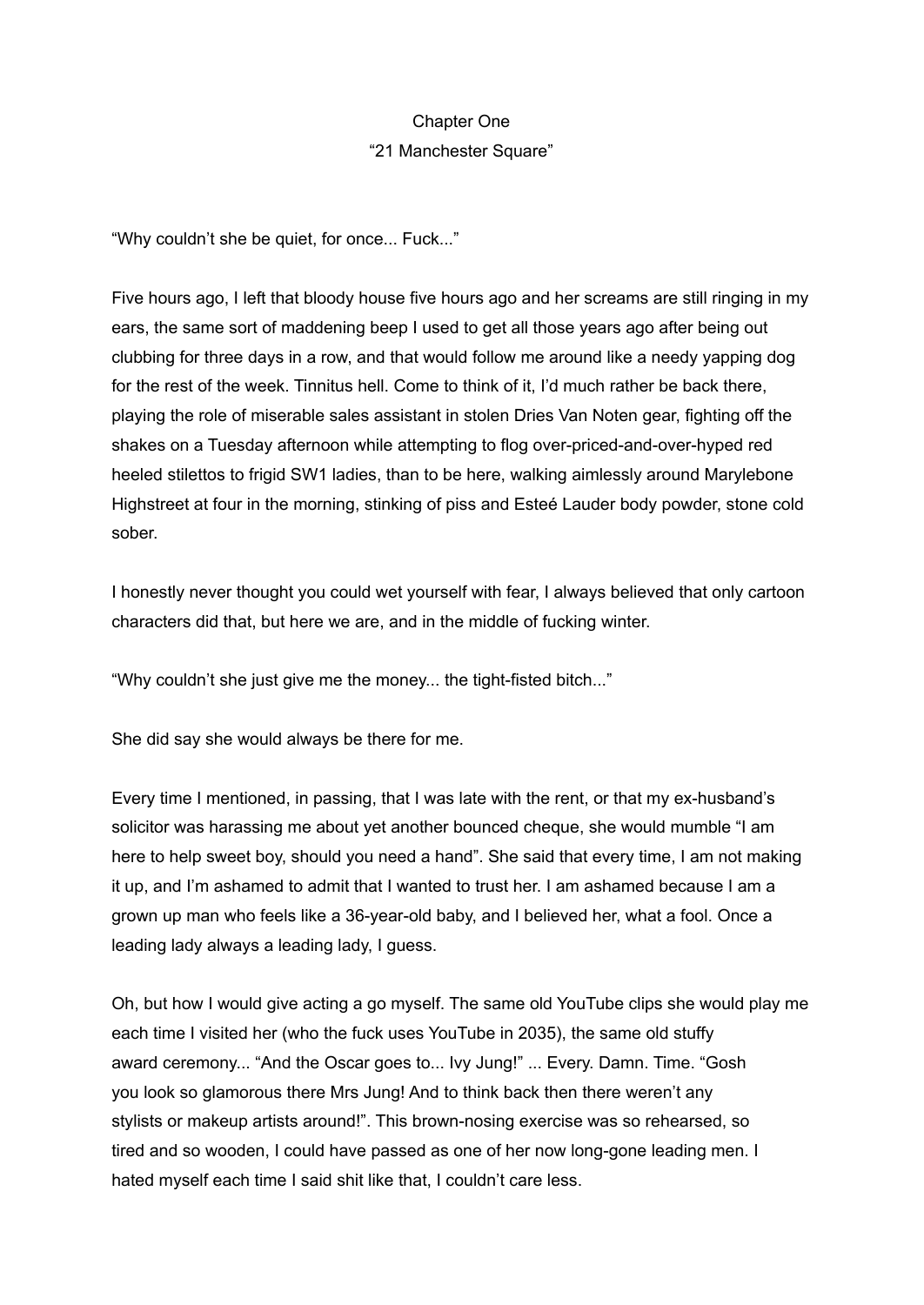# Chapter One
## "21 Manchester Square"

"Why couldn't she be quiet, for once... Fuck..."

Five hours ago, I left that bloody house five hours ago and her screams are still ringing in my ears, the same sort of maddening beep I used to get all those years ago after being out clubbing for three days in a row, and that would follow me around like a needy yapping dog for the rest of the week. Tinnitus hell. Come to think of it, I'd much rather be back there, playing the role of miserable sales assistant in stolen Dries Van Noten gear, fighting off the shakes on a Tuesday afternoon while attempting to flog over-priced-and-over-hyped red heeled stilettos to frigid SW1 ladies, than to be here, walking aimlessly around Marylebone Highstreet at four in the morning, stinking of piss and Esteé Lauder body powder, stone cold sober.

I honestly never thought you could wet yourself with fear, I always believed that only cartoon characters did that, but here we are, and in the middle of fucking winter.

"Why couldn't she just give me the money... the tight-fisted bitch..."

She did say she would always be there for me.

Every time I mentioned, in passing, that I was late with the rent, or that my ex-husband's solicitor was harassing me about yet another bounced cheque, she would mumble "I am here to help sweet boy, should you need a hand". She said that every time, I am not making it up, and I'm ashamed to admit that I wanted to trust her. I am ashamed because I am a grown up man who feels like a 36-year-old baby, and I believed her, what a fool. Once a leading lady always a leading lady, I guess.

Oh, but how I would give acting a go myself. The same old YouTube clips she would play me each time I visited her (who the fuck uses YouTube in 2035), the same old stuffy award ceremony... "And the Oscar goes to... Ivy Jung!" ... Every. Damn. Time. "Gosh you look so glamorous there Mrs Jung! And to think back then there weren't any stylists or makeup artists around!". This brown-nosing exercise was so rehearsed, so tired and so wooden, I could have passed as one of her now long-gone leading men. I hated myself each time I said shit like that, I couldn't care less.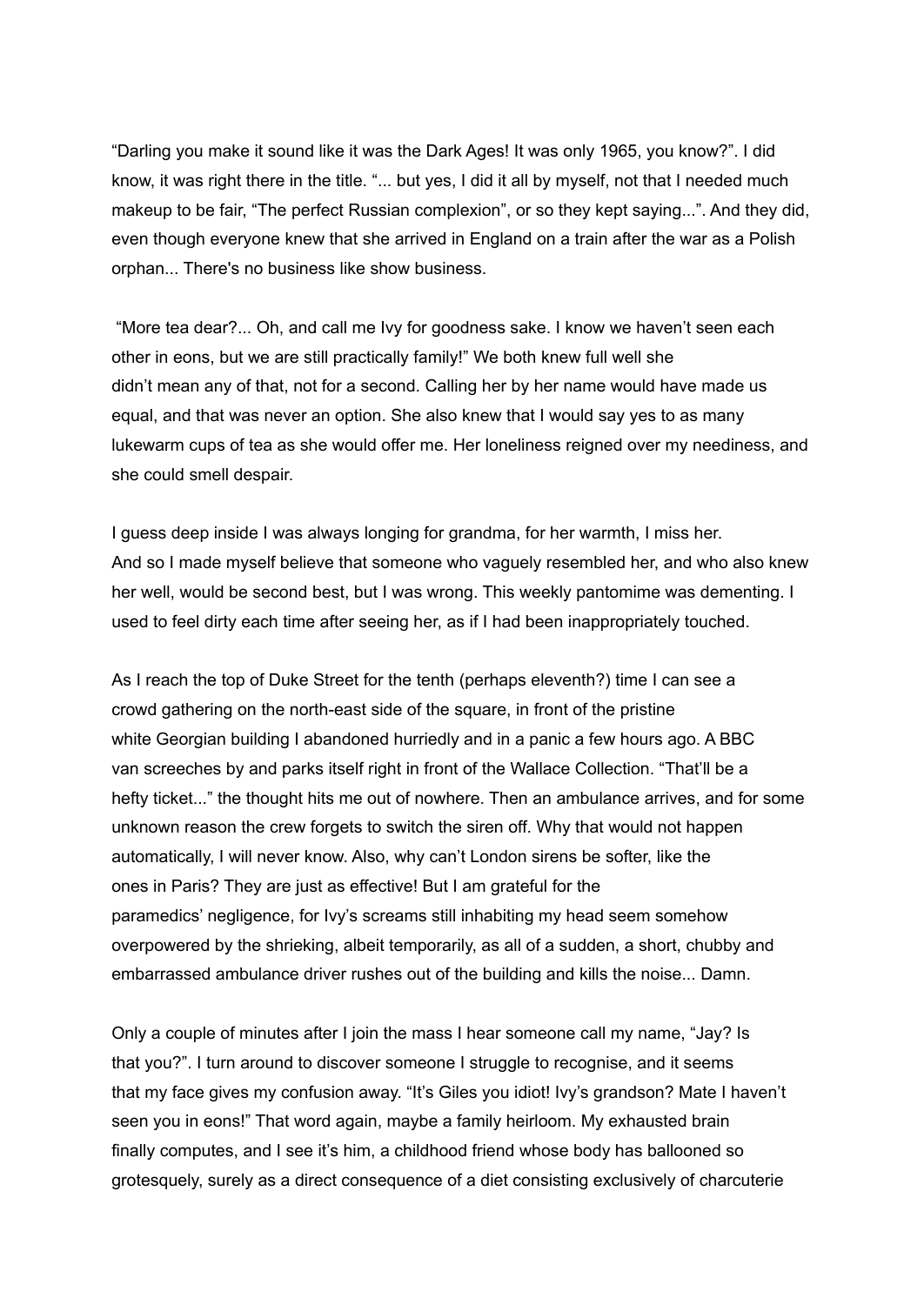“Darling you make it sound like it was the Dark Ages! It was only 1965, you know?”. I did know, it was right there in the title. “... but yes, I did it all by myself, not that I needed much makeup to be fair, “The perfect Russian complexion”, or so they kept saying...”. And they did, even though everyone knew that she arrived in England on a train after the war as a Polish orphan... There's no business like show business.

“More tea dear?... Oh, and call me Ivy for goodness sake. I know we haven’t seen each other in eons, but we are still practically family!” We both knew full well she didn’t mean any of that, not for a second. Calling her by her name would have made us equal, and that was never an option. She also knew that I would say yes to as many lukewarm cups of tea as she would offer me. Her loneliness reigned over my neediness, and she could smell despair.

I guess deep inside I was always longing for grandma, for her warmth, I miss her. And so I made myself believe that someone who vaguely resembled her, and who also knew her well, would be second best, but I was wrong. This weekly pantomime was dementing. I used to feel dirty each time after seeing her, as if I had been inappropriately touched.

As I reach the top of Duke Street for the tenth (perhaps eleventh?) time I can see a crowd gathering on the north-east side of the square, in front of the pristine white Georgian building I abandoned hurriedly and in a panic a few hours ago. A BBC van screeches by and parks itself right in front of the Wallace Collection. “That’ll be a hefty ticket...” the thought hits me out of nowhere. Then an ambulance arrives, and for some unknown reason the crew forgets to switch the siren off. Why that would not happen automatically, I will never know. Also, why can’t London sirens be softer, like the ones in Paris? They are just as effective! But I am grateful for the paramedics’ negligence, for Ivy’s screams still inhabiting my head seem somehow overpowered by the shrieking, albeit temporarily, as all of a sudden, a short, chubby and embarrassed ambulance driver rushes out of the building and kills the noise... Damn.

Only a couple of minutes after I join the mass I hear someone call my name, “Jay? Is that you?”. I turn around to discover someone I struggle to recognise, and it seems that my face gives my confusion away. “It’s Giles you idiot! Ivy’s grandson? Mate I haven’t seen you in eons!” That word again, maybe a family heirloom. My exhausted brain finally computes, and I see it’s him, a childhood friend whose body has ballooned so grotesquely, surely as a direct consequence of a diet consisting exclusively of charcuterie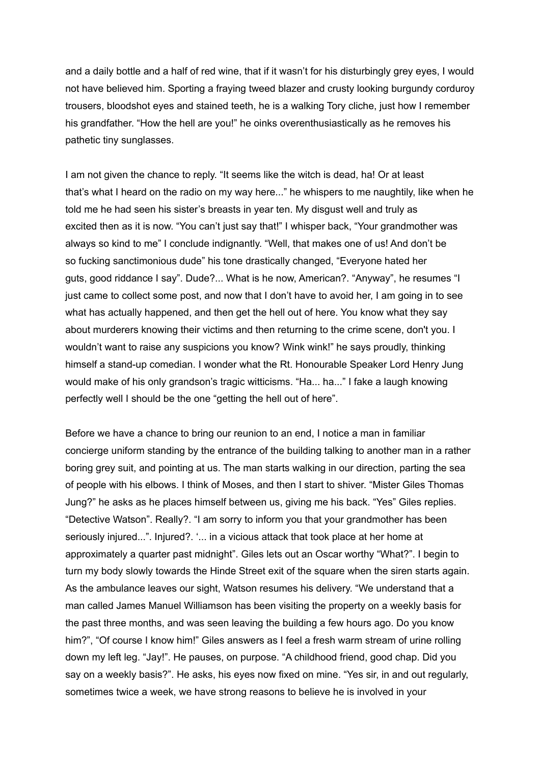and a daily bottle and a half of red wine, that if it wasn't for his disturbingly grey eyes, I would not have believed him. Sporting a fraying tweed blazer and crusty looking burgundy corduroy trousers, bloodshot eyes and stained teeth, he is a walking Tory cliche, just how I remember his grandfather. "How the hell are you!" he oinks overenthusiastically as he removes his pathetic tiny sunglasses.

I am not given the chance to reply. "It seems like the witch is dead, ha! Or at least that's what I heard on the radio on my way here..." he whispers to me naughtily, like when he told me he had seen his sister's breasts in year ten. My disgust well and truly as excited then as it is now. "You can't just say that!" I whisper back, "Your grandmother was always so kind to me" I conclude indignantly. "Well, that makes one of us! And don't be so fucking sanctimonious dude" his tone drastically changed, "Everyone hated her guts, good riddance I say". Dude?... What is he now, American?. "Anyway", he resumes "I just came to collect some post, and now that I don't have to avoid her, I am going in to see what has actually happened, and then get the hell out of here. You know what they say about murderers knowing their victims and then returning to the crime scene, don't you. I wouldn't want to raise any suspicions you know? Wink wink!" he says proudly, thinking himself a stand-up comedian. I wonder what the Rt. Honourable Speaker Lord Henry Jung would make of his only grandson's tragic witticisms. "Ha... ha..." I fake a laugh knowing perfectly well I should be the one "getting the hell out of here".

Before we have a chance to bring our reunion to an end, I notice a man in familiar concierge uniform standing by the entrance of the building talking to another man in a rather boring grey suit, and pointing at us. The man starts walking in our direction, parting the sea of people with his elbows. I think of Moses, and then I start to shiver. "Mister Giles Thomas Jung?" he asks as he places himself between us, giving me his back. "Yes" Giles replies. "Detective Watson". Really?. "I am sorry to inform you that your grandmother has been seriously injured...". Injured?. '... in a vicious attack that took place at her home at approximately a quarter past midnight". Giles lets out an Oscar worthy "What?". I begin to turn my body slowly towards the Hinde Street exit of the square when the siren starts again. As the ambulance leaves our sight, Watson resumes his delivery. "We understand that a man called James Manuel Williamson has been visiting the property on a weekly basis for the past three months, and was seen leaving the building a few hours ago. Do you know him?", "Of course I know him!" Giles answers as I feel a fresh warm stream of urine rolling down my left leg. "Jay!". He pauses, on purpose. "A childhood friend, good chap. Did you say on a weekly basis?". He asks, his eyes now fixed on mine. "Yes sir, in and out regularly, sometimes twice a week, we have strong reasons to believe he is involved in your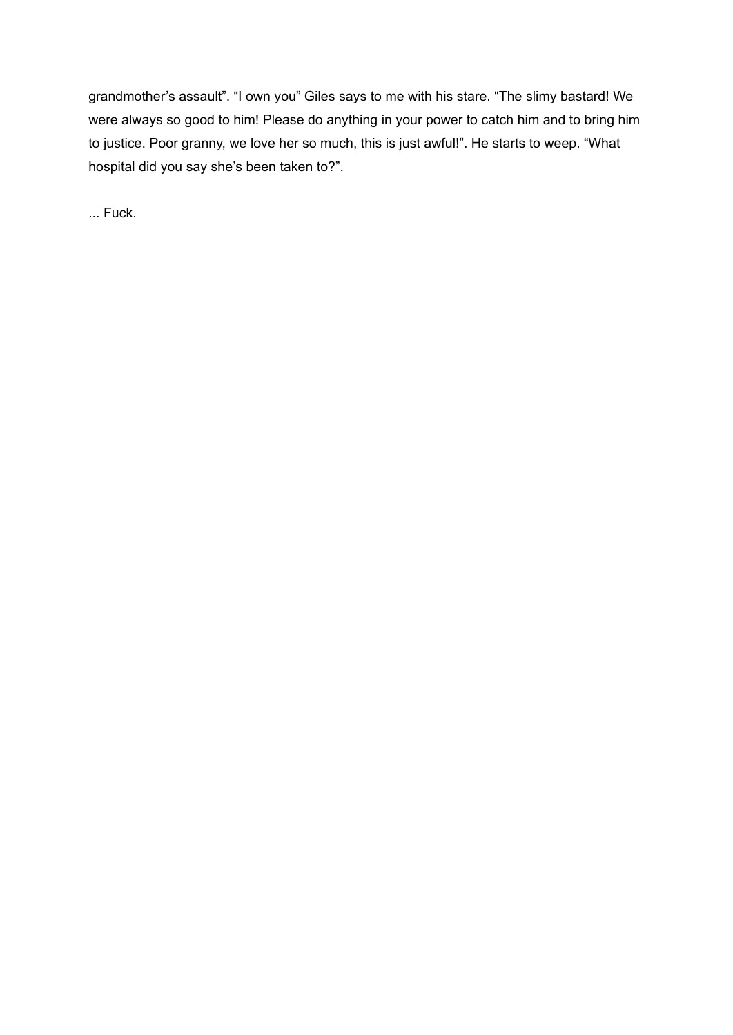grandmother's assault". "I own you" Giles says to me with his stare. "The slimy bastard! We were always so good to him! Please do anything in your power to catch him and to bring him to justice. Poor granny, we love her so much, this is just awful!". He starts to weep. "What hospital did you say she's been taken to?".

... Fuck.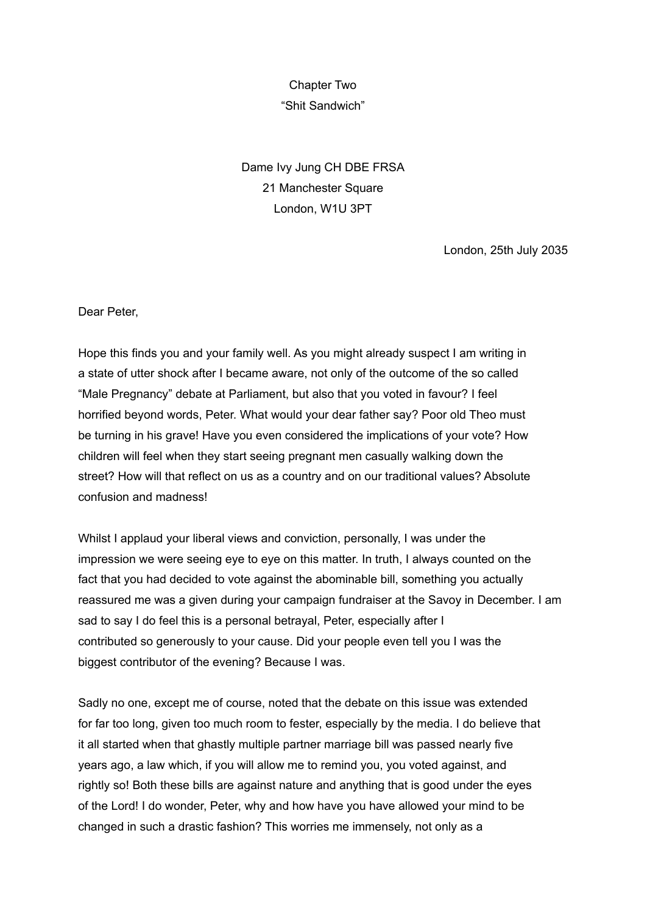# Chapter Two

## "Shit Sandwich"

Dame Ivy Jung CH DBE FRSA
21 Manchester Square
London, W1U 3PT

London, 25th July 2035

Dear Peter,

Hope this finds you and your family well. As you might already suspect I am writing in a state of utter shock after I became aware, not only of the outcome of the so called "Male Pregnancy" debate at Parliament, but also that you voted in favour? I feel horrified beyond words, Peter. What would your dear father say? Poor old Theo must be turning in his grave! Have you even considered the implications of your vote? How children will feel when they start seeing pregnant men casually walking down the street? How will that reflect on us as a country and on our traditional values? Absolute confusion and madness!

Whilst I applaud your liberal views and conviction, personally, I was under the impression we were seeing eye to eye on this matter. In truth, I always counted on the fact that you had decided to vote against the abominable bill, something you actually reassured me was a given during your campaign fundraiser at the Savoy in December. I am sad to say I do feel this is a personal betrayal, Peter, especially after I contributed so generously to your cause. Did your people even tell you I was the biggest contributor of the evening? Because I was.

Sadly no one, except me of course, noted that the debate on this issue was extended for far too long, given too much room to fester, especially by the media. I do believe that it all started when that ghastly multiple partner marriage bill was passed nearly five years ago, a law which, if you will allow me to remind you, you voted against, and rightly so! Both these bills are against nature and anything that is good under the eyes of the Lord! I do wonder, Peter, why and how have you have allowed your mind to be changed in such a drastic fashion? This worries me immensely, not only as a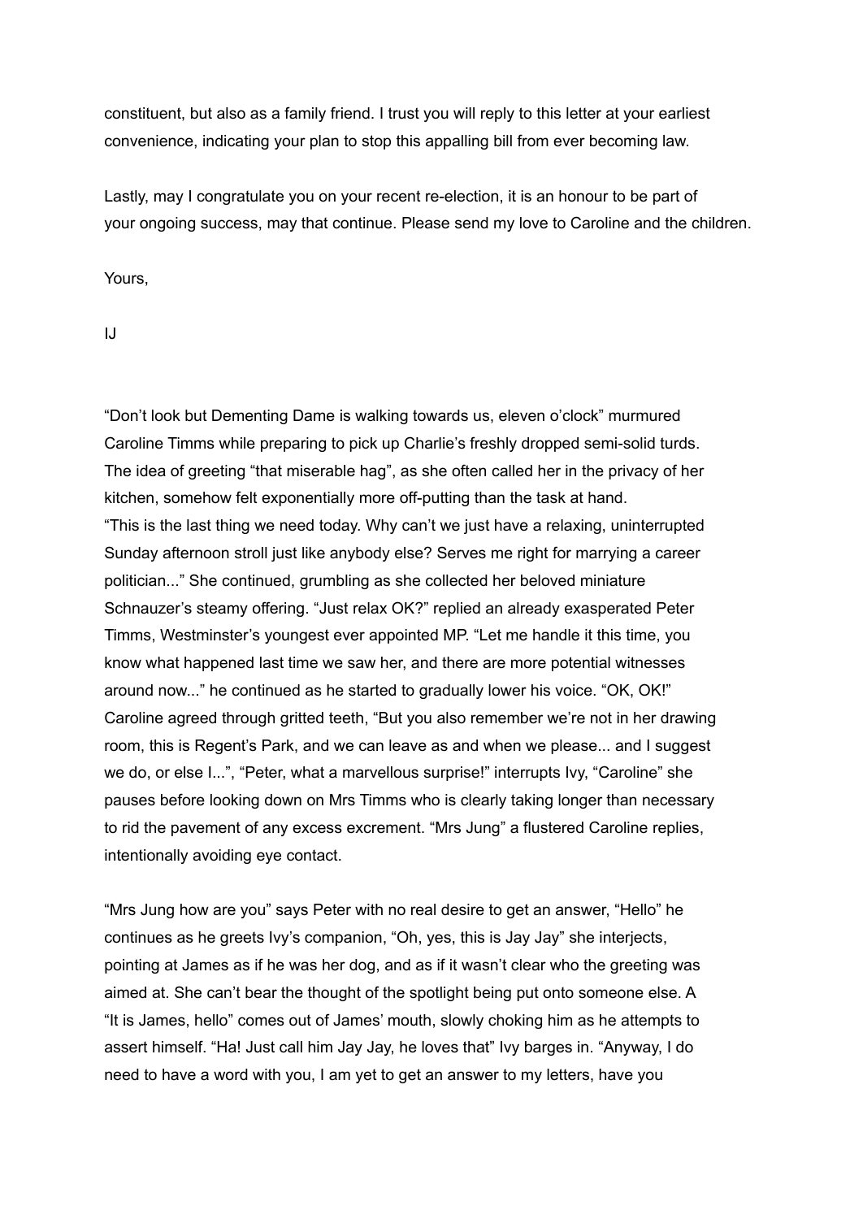constituent, but also as a family friend. I trust you will reply to this letter at your earliest convenience, indicating your plan to stop this appalling bill from ever becoming law.

Lastly, may I congratulate you on your recent re-election, it is an honour to be part of your ongoing success, may that continue. Please send my love to Caroline and the children.

Yours,

IJ

“Don’t look but Dementing Dame is walking towards us, eleven o’clock” murmured Caroline Timms while preparing to pick up Charlie’s freshly dropped semi-solid turds. The idea of greeting “that miserable hag”, as she often called her in the privacy of her kitchen, somehow felt exponentially more off-putting than the task at hand. “This is the last thing we need today. Why can’t we just have a relaxing, uninterrupted Sunday afternoon stroll just like anybody else? Serves me right for marrying a career politician...” She continued, grumbling as she collected her beloved miniature Schnauzer’s steamy offering. “Just relax OK?” replied an already exasperated Peter Timms, Westminster’s youngest ever appointed MP. “Let me handle it this time, you know what happened last time we saw her, and there are more potential witnesses around now...” he continued as he started to gradually lower his voice. “OK, OK!” Caroline agreed through gritted teeth, “But you also remember we’re not in her drawing room, this is Regent’s Park, and we can leave as and when we please... and I suggest we do, or else I...”, “Peter, what a marvellous surprise!” interrupts Ivy, “Caroline” she pauses before looking down on Mrs Timms who is clearly taking longer than necessary to rid the pavement of any excess excrement. “Mrs Jung” a flustered Caroline replies, intentionally avoiding eye contact.

“Mrs Jung how are you” says Peter with no real desire to get an answer, “Hello” he continues as he greets Ivy’s companion, “Oh, yes, this is Jay Jay” she interjects, pointing at James as if he was her dog, and as if it wasn’t clear who the greeting was aimed at. She can’t bear the thought of the spotlight being put onto someone else. A “It is James, hello” comes out of James’ mouth, slowly choking him as he attempts to assert himself. “Ha! Just call him Jay Jay, he loves that” Ivy barges in. “Anyway, I do need to have a word with you, I am yet to get an answer to my letters, have you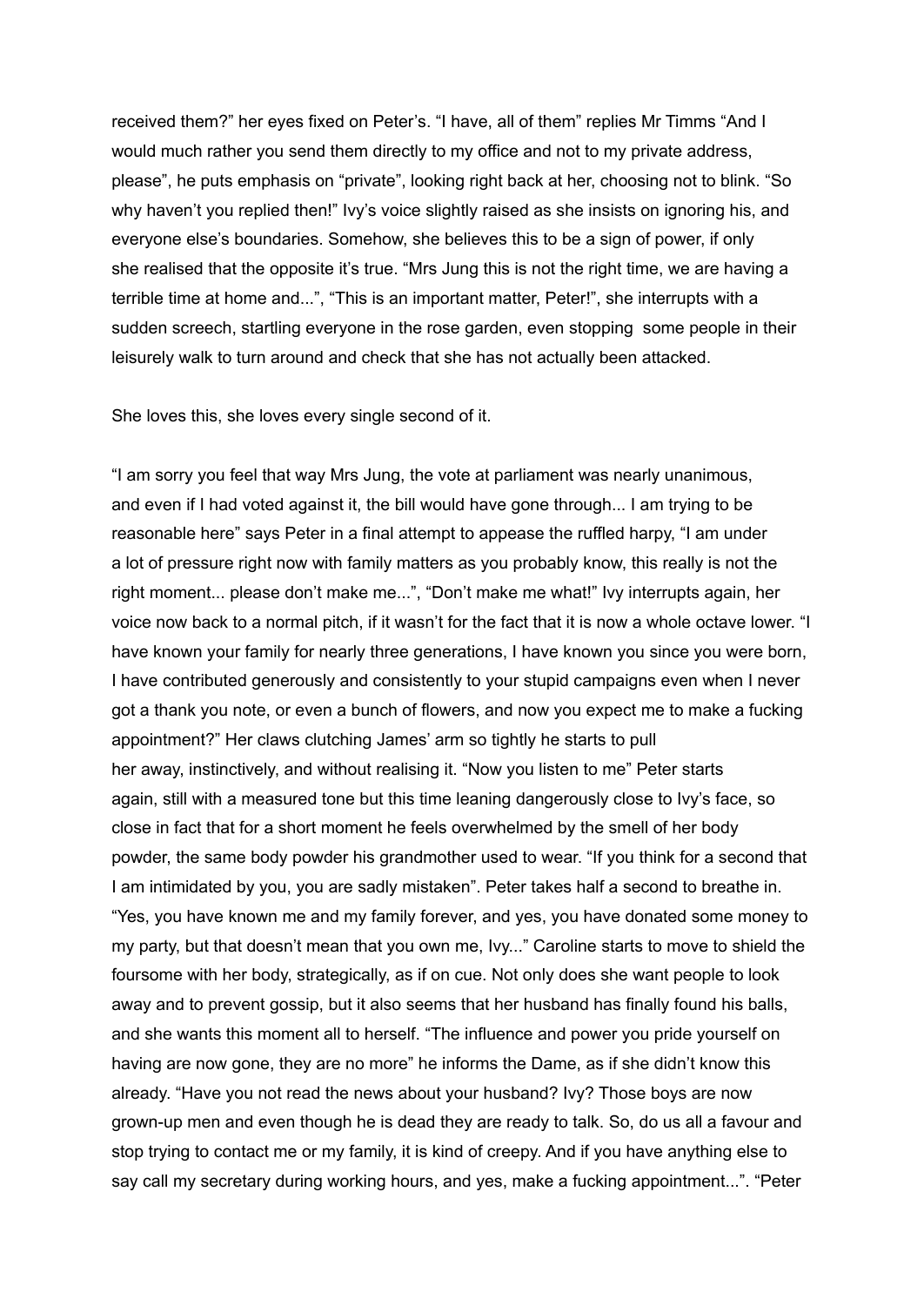received them?" her eyes fixed on Peter's. "I have, all of them" replies Mr Timms "And I would much rather you send them directly to my office and not to my private address, please", he puts emphasis on "private", looking right back at her, choosing not to blink. "So why haven't you replied then!" Ivy's voice slightly raised as she insists on ignoring his, and everyone else's boundaries. Somehow, she believes this to be a sign of power, if only she realised that the opposite it's true. "Mrs Jung this is not the right time, we are having a terrible time at home and...", "This is an important matter, Peter!", she interrupts with a sudden screech, startling everyone in the rose garden, even stopping some people in their leisurely walk to turn around and check that she has not actually been attacked.

She loves this, she loves every single second of it.

"I am sorry you feel that way Mrs Jung, the vote at parliament was nearly unanimous, and even if I had voted against it, the bill would have gone through... I am trying to be reasonable here" says Peter in a final attempt to appease the ruffled harpy, "I am under a lot of pressure right now with family matters as you probably know, this really is not the right moment... please don't make me...", "Don't make me what!" Ivy interrupts again, her voice now back to a normal pitch, if it wasn't for the fact that it is now a whole octave lower. "I have known your family for nearly three generations, I have known you since you were born, I have contributed generously and consistently to your stupid campaigns even when I never got a thank you note, or even a bunch of flowers, and now you expect me to make a fucking appointment?" Her claws clutching James' arm so tightly he starts to pull her away, instinctively, and without realising it. "Now you listen to me" Peter starts again, still with a measured tone but this time leaning dangerously close to Ivy's face, so close in fact that for a short moment he feels overwhelmed by the smell of her body powder, the same body powder his grandmother used to wear. "If you think for a second that I am intimidated by you, you are sadly mistaken". Peter takes half a second to breathe in. "Yes, you have known me and my family forever, and yes, you have donated some money to my party, but that doesn't mean that you own me, Ivy..." Caroline starts to move to shield the foursome with her body, strategically, as if on cue. Not only does she want people to look away and to prevent gossip, but it also seems that her husband has finally found his balls, and she wants this moment all to herself. "The influence and power you pride yourself on having are now gone, they are no more" he informs the Dame, as if she didn't know this already. "Have you not read the news about your husband? Ivy? Those boys are now grown-up men and even though he is dead they are ready to talk. So, do us all a favour and stop trying to contact me or my family, it is kind of creepy. And if you have anything else to say call my secretary during working hours, and yes, make a fucking appointment...". "Peter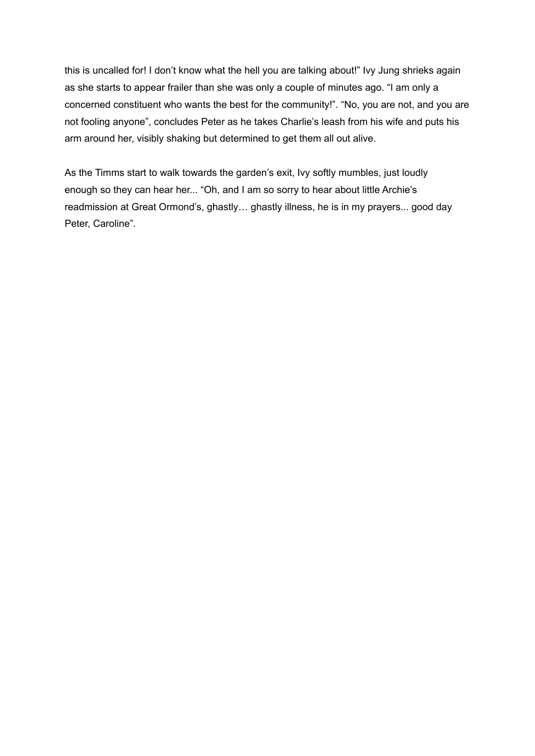this is uncalled for! I don't know what the hell you are talking about!" Ivy Jung shrieks again as she starts to appear frailer than she was only a couple of minutes ago. "I am only a concerned constituent who wants the best for the community!". "No, you are not, and you are not fooling anyone", concludes Peter as he takes Charlie's leash from his wife and puts his arm around her, visibly shaking but determined to get them all out alive.

As the Timms start to walk towards the garden's exit, Ivy softly mumbles, just loudly enough so they can hear her... "Oh, and I am so sorry to hear about little Archie's readmission at Great Ormond's, ghastly… ghastly illness, he is in my prayers... good day Peter, Caroline".